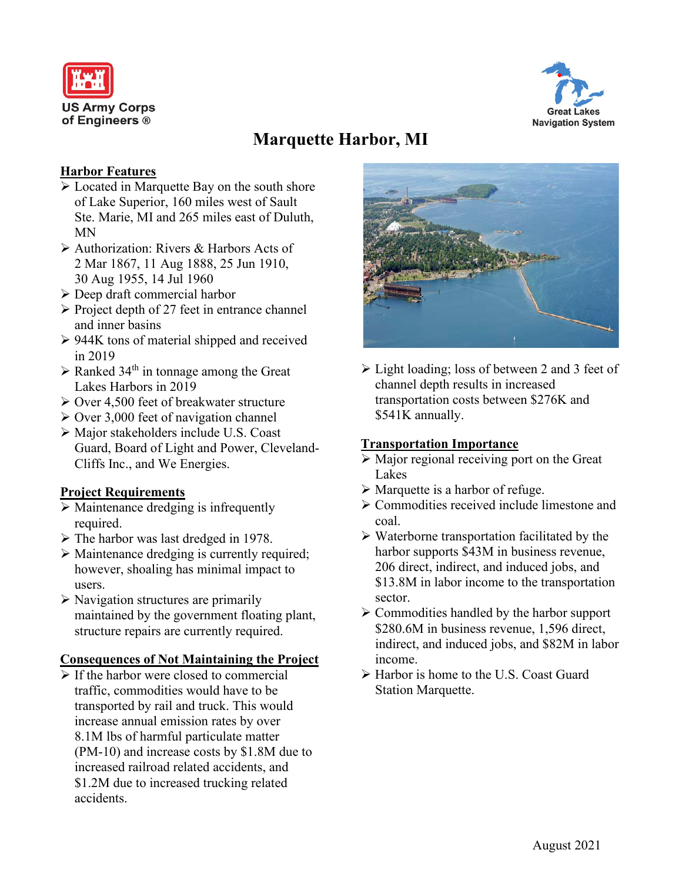US Army Corps of Engineers ®

Great Lakes Navigation System

# Marquette Harbor, MI

## Harbor Features

- Located in Marquette Bay on the south shore of Lake Superior, 160 miles west of Sault Ste. Marie, MI and 265 miles east of Duluth, MN
- Authorization: Rivers & Harbors Acts of 2 Mar 1867, 11 Aug 1888, 25 Jun 1910, 30 Aug 1955, 14 Jul 1960
- Deep draft commercial harbor
- Project depth of 27 feet in entrance channel and inner basins
- 944K tons of material shipped and received in 2019
- Ranked 34th in tonnage among the Great Lakes Harbors in 2019
- Over 4,500 feet of breakwater structure
- Over 3,000 feet of navigation channel
- Major stakeholders include U.S. Coast Guard, Board of Light and Power, Cleveland-Cliffs Inc., and We Energies.

## Project Requirements

- Maintenance dredging is infrequently required.
- The harbor was last dredged in 1978.
- Maintenance dredging is currently required; however, shoaling has minimal impact to users.
- Navigation structures are primarily maintained by the government floating plant, structure repairs are currently required.

## Consequences of Not Maintaining the Project

- If the harbor were closed to commercial traffic, commodities would have to be transported by rail and truck. This would increase annual emission rates by over 8.1M lbs of harmful particulate matter (PM-10) and increase costs by $1.8M due to increased railroad related accidents, and $1.2M due to increased trucking related accidents.
- Light loading; loss of between 2 and 3 feet of channel depth results in increased transportation costs between $276K and $541K annually.

## Transportation Importance

- Major regional receiving port on the Great Lakes
- Marquette is a harbor of refuge.
- Commodities received include limestone and coal.
- Waterborne transportation facilitated by the harbor supports $43M in business revenue, 206 direct, indirect, and induced jobs, and $13.8M in labor income to the transportation sector.
- Commodities handled by the harbor support $280.6M in business revenue, 1,596 direct, indirect, and induced jobs, and $82M in labor income.
- Harbor is home to the U.S. Coast Guard Station Marquette.

August 2021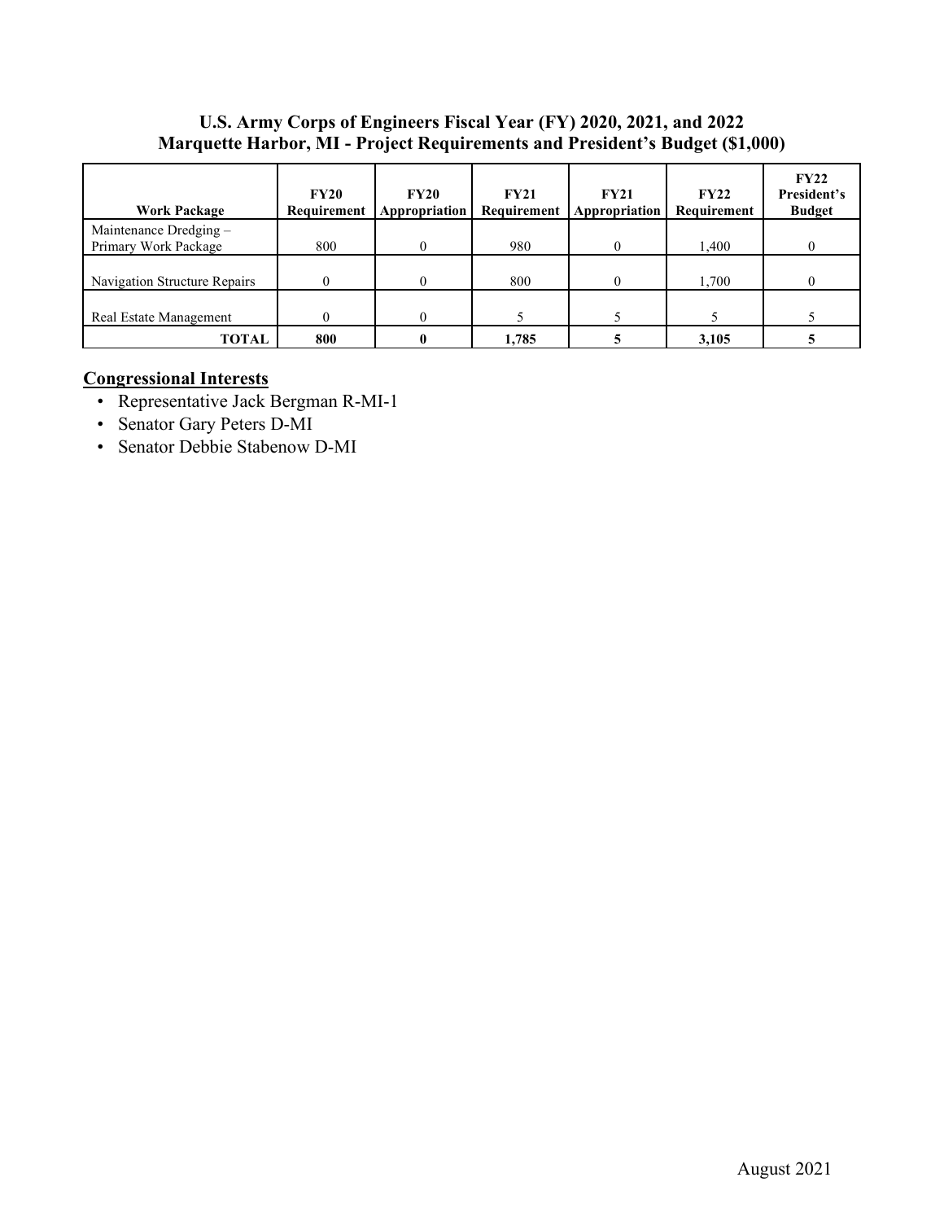**U.S. Army Corps of Engineers Fiscal Year (FY) 2020, 2021, and 2022**
**Marquette Harbor, MI - Project Requirements and President's Budget ($1,000)**

| Work Package | FY20 Requirement | FY20 Appropriation | FY21 Requirement | FY21 Appropriation | FY22 Requirement | FY22 President's Budget |
|---|---|---|---|---|---|---|
| Maintenance Dredging – Primary Work Package | 800 | 0 | 980 | 0 | 1,400 | 0 |
| Navigation Structure Repairs | 0 | 0 | 800 | 0 | 1,700 | 0 |
| Real Estate Management | 0 | 0 | 5 | 5 | 5 | 5 |
| **TOTAL** | **800** | **0** | **1,785** | **5** | **3,105** | **5** |

## Congressional Interests

- Representative Jack Bergman R-MI-1
- Senator Gary Peters D-MI
- Senator Debbie Stabenow D-MI

August 2021